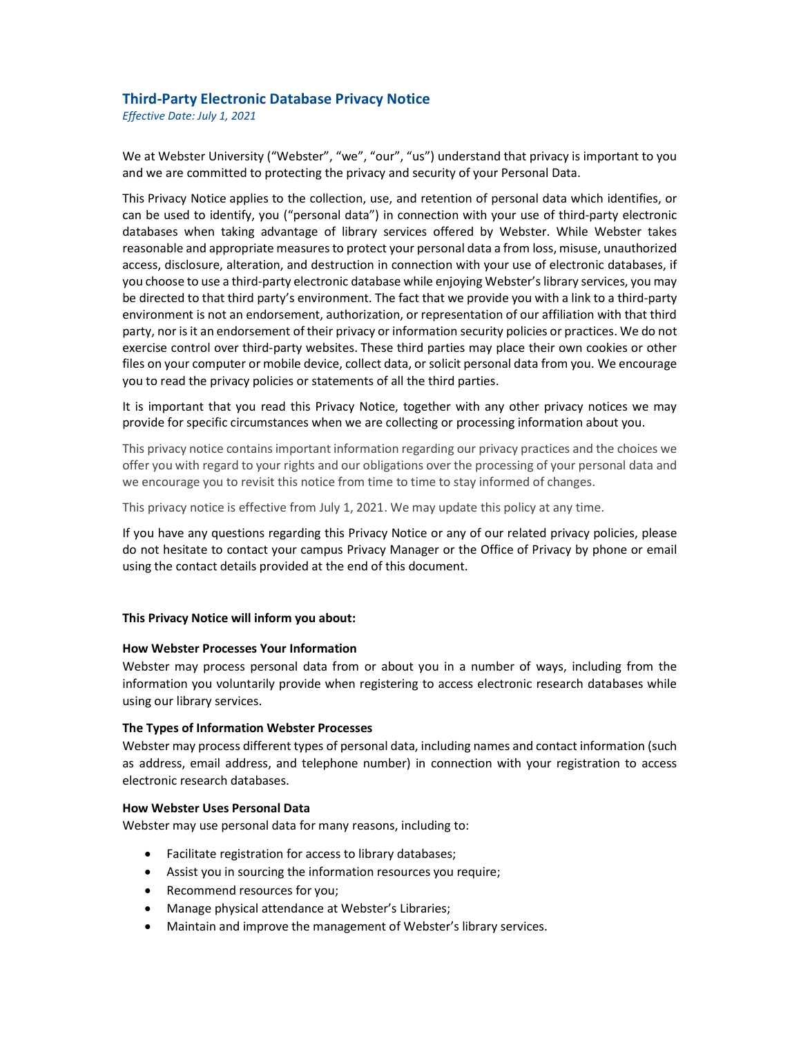## Third-Party Electronic Database Privacy Notice

*Effective Date: July 1, 2021*

We at Webster University ("Webster", "we", "our", "us") understand that privacy is important to you and we are committed to protecting the privacy and security of your Personal Data.

This Privacy Notice applies to the collection, use, and retention of personal data which identifies, or can be used to identify, you ("personal data") in connection with your use of third-party electronic databases when taking advantage of library services offered by Webster. While Webster takes reasonable and appropriate measures to protect your personal data a from loss, misuse, unauthorized access, disclosure, alteration, and destruction in connection with your use of electronic databases, if you choose to use a third-party electronic database while enjoying Webster's library services, you may be directed to that third party's environment. The fact that we provide you with a link to a third-party environment is not an endorsement, authorization, or representation of our affiliation with that third party, nor is it an endorsement of their privacy or information security policies or practices. We do not exercise control over third-party websites. These third parties may place their own cookies or other files on your computer or mobile device, collect data, or solicit personal data from you. We encourage you to read the privacy policies or statements of all the third parties.

It is important that you read this Privacy Notice, together with any other privacy notices we may provide for specific circumstances when we are collecting or processing information about you.

This privacy notice contains important information regarding our privacy practices and the choices we offer you with regard to your rights and our obligations over the processing of your personal data and we encourage you to revisit this notice from time to time to stay informed of changes.

This privacy notice is effective from July 1, 2021. We may update this policy at any time.

If you have any questions regarding this Privacy Notice or any of our related privacy policies, please do not hesitate to contact your campus Privacy Manager or the Office of Privacy by phone or email using the contact details provided at the end of this document.

**This Privacy Notice will inform you about:**

**How Webster Processes Your Information**

Webster may process personal data from or about you in a number of ways, including from the information you voluntarily provide when registering to access electronic research databases while using our library services.

**The Types of Information Webster Processes**

Webster may process different types of personal data, including names and contact information (such as address, email address, and telephone number) in connection with your registration to access electronic research databases.

**How Webster Uses Personal Data**

Webster may use personal data for many reasons, including to:

- Facilitate registration for access to library databases;
- Assist you in sourcing the information resources you require;
- Recommend resources for you;
- Manage physical attendance at Webster's Libraries;
- Maintain and improve the management of Webster's library services.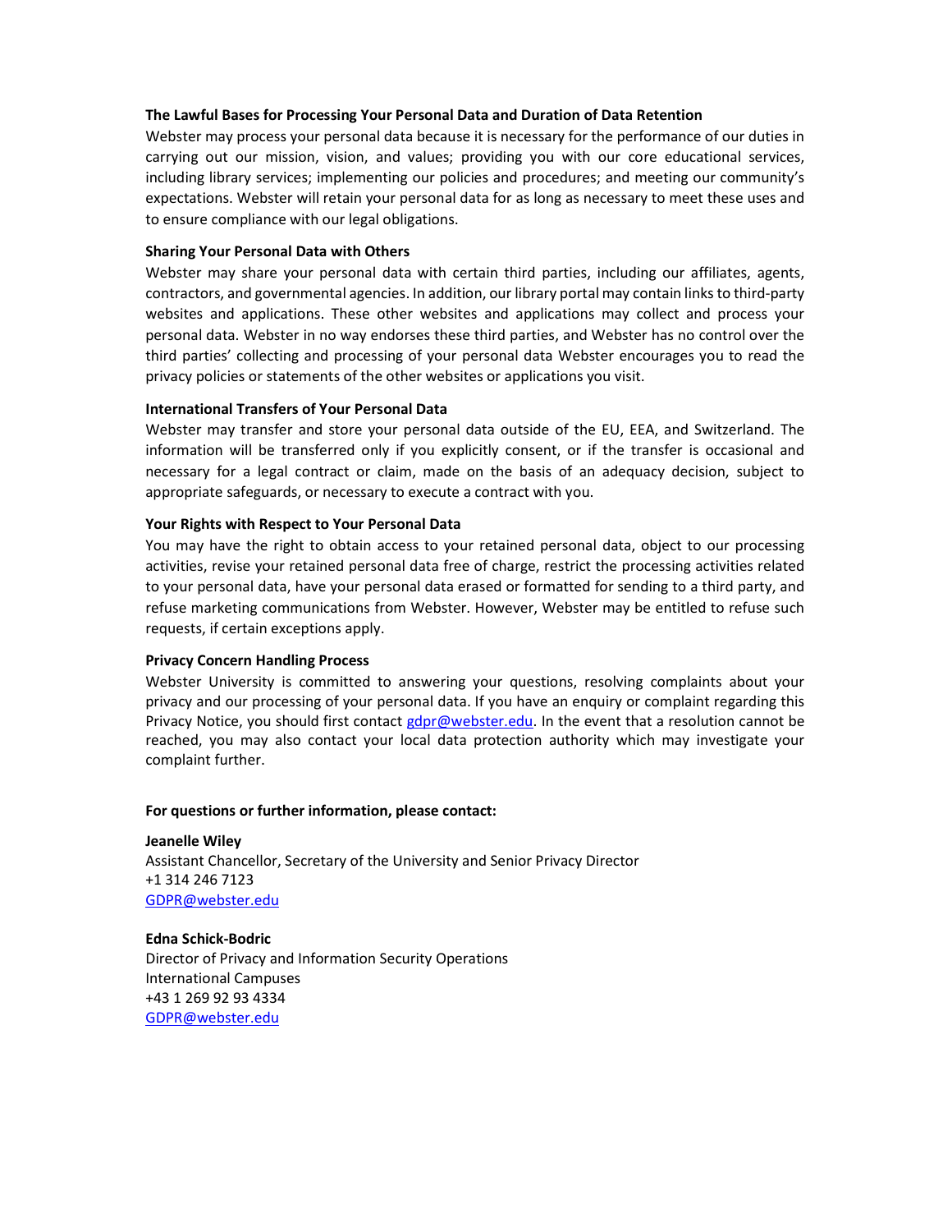**The Lawful Bases for Processing Your Personal Data and Duration of Data Retention**

Webster may process your personal data because it is necessary for the performance of our duties in carrying out our mission, vision, and values; providing you with our core educational services, including library services; implementing our policies and procedures; and meeting our community's expectations. Webster will retain your personal data for as long as necessary to meet these uses and to ensure compliance with our legal obligations.

**Sharing Your Personal Data with Others**

Webster may share your personal data with certain third parties, including our affiliates, agents, contractors, and governmental agencies. In addition, our library portal may contain links to third-party websites and applications. These other websites and applications may collect and process your personal data. Webster in no way endorses these third parties, and Webster has no control over the third parties' collecting and processing of your personal data Webster encourages you to read the privacy policies or statements of the other websites or applications you visit.

**International Transfers of Your Personal Data**

Webster may transfer and store your personal data outside of the EU, EEA, and Switzerland. The information will be transferred only if you explicitly consent, or if the transfer is occasional and necessary for a legal contract or claim, made on the basis of an adequacy decision, subject to appropriate safeguards, or necessary to execute a contract with you.

**Your Rights with Respect to Your Personal Data**

You may have the right to obtain access to your retained personal data, object to our processing activities, revise your retained personal data free of charge, restrict the processing activities related to your personal data, have your personal data erased or formatted for sending to a third party, and refuse marketing communications from Webster. However, Webster may be entitled to refuse such requests, if certain exceptions apply.

**Privacy Concern Handling Process**

Webster University is committed to answering your questions, resolving complaints about your privacy and our processing of your personal data. If you have an enquiry or complaint regarding this Privacy Notice, you should first contact gdpr@webster.edu. In the event that a resolution cannot be reached, you may also contact your local data protection authority which may investigate your complaint further.

**For questions or further information, please contact:**

**Jeanelle Wiley**
Assistant Chancellor, Secretary of the University and Senior Privacy Director
+1 314 246 7123
GDPR@webster.edu

**Edna Schick-Bodric**
Director of Privacy and Information Security Operations
International Campuses
+43 1 269 92 93 4334
GDPR@webster.edu